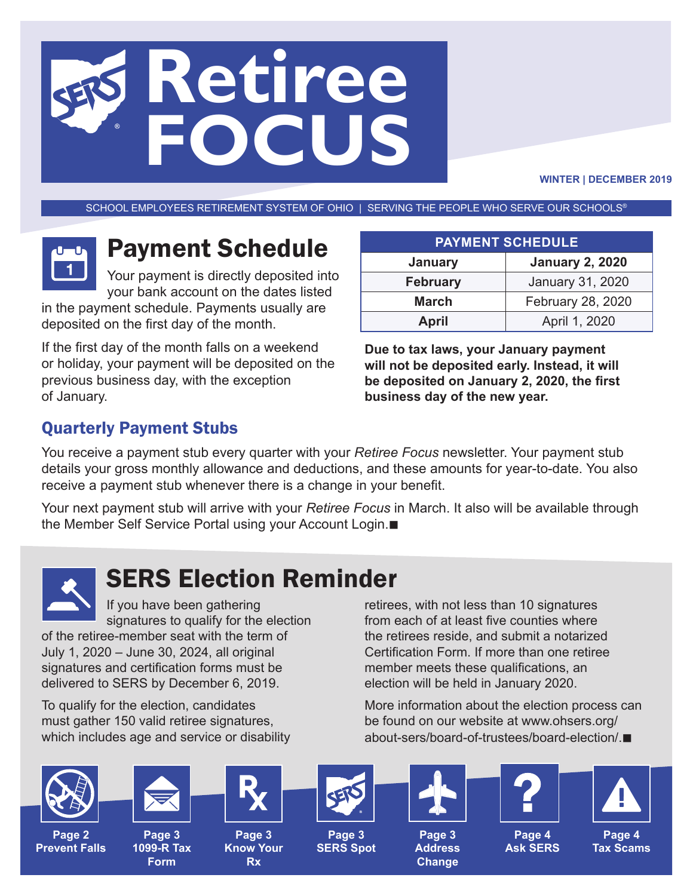# Retiree FOCUS

**WINTER | DECEMBER 2019**

SCHOOL EMPLOYEES RETIREMENT SYSTEM OF OHIO | SERVING THE PEOPLE WHO SERVE OUR SCHOOLS®

## Payment Schedule

Your payment is directly deposited into your bank account on the dates listed in the payment schedule. Payments usually are deposited on the first day of the month.

If the first day of the month falls on a weekend or holiday, your payment will be deposited on the previous business day, with the exception of January.

| PAYMENT SCHEDULE | |
|---|---|
| **January** | **January 2, 2020** |
| **February** | January 31, 2020 |
| **March** | February 28, 2020 |
| **April** | April 1, 2020 |

**Due to tax laws, your January payment will not be deposited early. Instead, it will be deposited on January 2, 2020, the first business day of the new year.**

### Quarterly Payment Stubs

You receive a payment stub every quarter with your *Retiree Focus* newsletter. Your payment stub details your gross monthly allowance and deductions, and these amounts for year-to-date. You also receive a payment stub whenever there is a change in your benefit.

Your next payment stub will arrive with your *Retiree Focus* in March. It also will be available through the Member Self Service Portal using your Account Login.■

## SERS Election Reminder

If you have been gathering signatures to qualify for the election of the retiree-member seat with the term of July 1, 2020 – June 30, 2024, all original signatures and certification forms must be delivered to SERS by December 6, 2019.

To qualify for the election, candidates must gather 150 valid retiree signatures, which includes age and service or disability retirees, with not less than 10 signatures from each of at least five counties where the retirees reside, and submit a notarized Certification Form. If more than one retiree member meets these qualifications, an election will be held in January 2020.

More information about the election process can be found on our website at www.ohsers.org/about-sers/board-of-trustees/board-election/.■

**Page 2** Prevent Falls | **Page 3** 1099-R Tax Form | **Page 3** Know Your Rx | **Page 3** SERS Spot | **Page 3** Address Change | **Page 4** Ask SERS | **Page 4** Tax Scams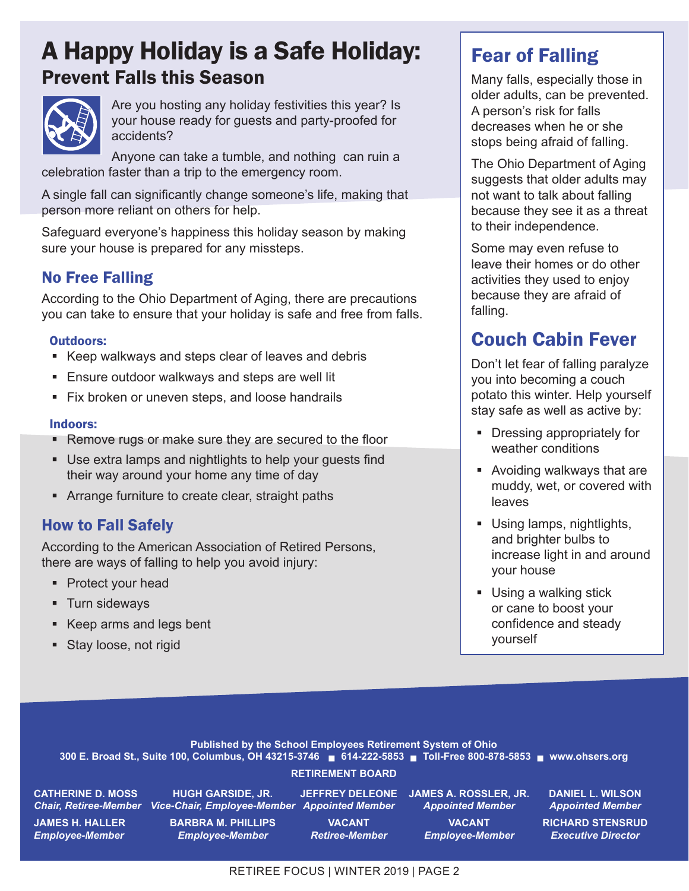# A Happy Holiday is a Safe Holiday:

## Prevent Falls this Season

Are you hosting any holiday festivities this year? Is your house ready for guests and party-proofed for accidents?

Anyone can take a tumble, and nothing can ruin a celebration faster than a trip to the emergency room.

A single fall can significantly change someone's life, making that person more reliant on others for help.

Safeguard everyone's happiness this holiday season by making sure your house is prepared for any missteps.

### No Free Falling

According to the Ohio Department of Aging, there are precautions you can take to ensure that your holiday is safe and free from falls.

**Outdoors:**

- Keep walkways and steps clear of leaves and debris
- Ensure outdoor walkways and steps are well lit
- Fix broken or uneven steps, and loose handrails

**Indoors:**

- Remove rugs or make sure they are secured to the floor
- Use extra lamps and nightlights to help your guests find their way around your home any time of day
- Arrange furniture to create clear, straight paths

### How to Fall Safely

According to the American Association of Retired Persons, there are ways of falling to help you avoid injury:

- Protect your head
- Turn sideways
- Keep arms and legs bent
- Stay loose, not rigid

## Fear of Falling

Many falls, especially those in older adults, can be prevented. A person's risk for falls decreases when he or she stops being afraid of falling.

The Ohio Department of Aging suggests that older adults may not want to talk about falling because they see it as a threat to their independence.

Some may even refuse to leave their homes or do other activities they used to enjoy because they are afraid of falling.

## Couch Cabin Fever

Don't let fear of falling paralyze you into becoming a couch potato this winter. Help yourself stay safe as well as active by:

- Dressing appropriately for weather conditions
- Avoiding walkways that are muddy, wet, or covered with leaves
- Using lamps, nightlights, and brighter bulbs to increase light in and around your house
- Using a walking stick or cane to boost your confidence and steady yourself

---

**Published by the School Employees Retirement System of Ohio**
**300 E. Broad St., Suite 100, Columbus, OH 43215-3746 ■ 614-222-5853 ■ Toll-Free 800-878-5853 ■ www.ohsers.org**

**RETIREMENT BOARD**

| | | | | |
|---|---|---|---|---|
| **CATHERINE D. MOSS** *Chair, Retiree-Member* | **HUGH GARSIDE, JR.** *Vice-Chair, Employee-Member* | **JEFFREY DELEONE** *Appointed Member* | **JAMES A. ROSSLER, JR.** *Appointed Member* | **DANIEL L. WILSON** *Appointed Member* |
| **JAMES H. HALLER** *Employee-Member* | **BARBRA M. PHILLIPS** *Employee-Member* | **VACANT** *Retiree-Member* | **VACANT** *Employee-Member* | **RICHARD STENSRUD** *Executive Director* |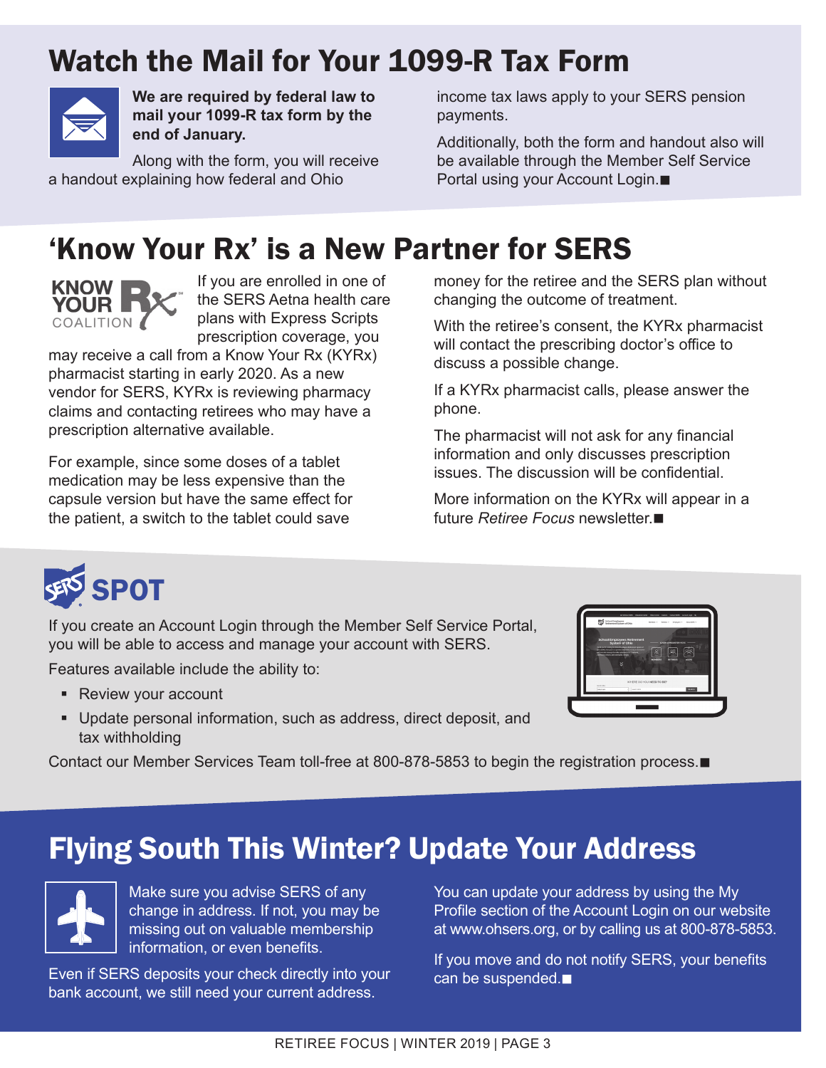## Watch the Mail for Your 1099-R Tax Form

**We are required by federal law to mail your 1099-R tax form by the end of January.**

Along with the form, you will receive a handout explaining how federal and Ohio income tax laws apply to your SERS pension payments.

Additionally, both the form and handout also will be available through the Member Self Service Portal using your Account Login.■

## 'Know Your Rx' is a New Partner for SERS

If you are enrolled in one of the SERS Aetna health care plans with Express Scripts prescription coverage, you may receive a call from a Know Your Rx (KYRx) pharmacist starting in early 2020. As a new vendor for SERS, KYRx is reviewing pharmacy claims and contacting retirees who may have a prescription alternative available.

For example, since some doses of a tablet medication may be less expensive than the capsule version but have the same effect for the patient, a switch to the tablet could save money for the retiree and the SERS plan without changing the outcome of treatment.

With the retiree's consent, the KYRx pharmacist will contact the prescribing doctor's office to discuss a possible change.

If a KYRx pharmacist calls, please answer the phone.

The pharmacist will not ask for any financial information and only discusses prescription issues. The discussion will be confidential.

More information on the KYRx will appear in a future *Retiree Focus* newsletter.■

## SERS SPOT

If you create an Account Login through the Member Self Service Portal, you will be able to access and manage your account with SERS.

Features available include the ability to:

- Review your account
- Update personal information, such as address, direct deposit, and tax withholding

Contact our Member Services Team toll-free at 800-878-5853 to begin the registration process.■

## Flying South This Winter? Update Your Address

Make sure you advise SERS of any change in address. If not, you may be missing out on valuable membership information, or even benefits.

Even if SERS deposits your check directly into your bank account, we still need your current address.

You can update your address by using the My Profile section of the Account Login on our website at www.ohsers.org, or by calling us at 800-878-5853.

If you move and do not notify SERS, your benefits can be suspended.■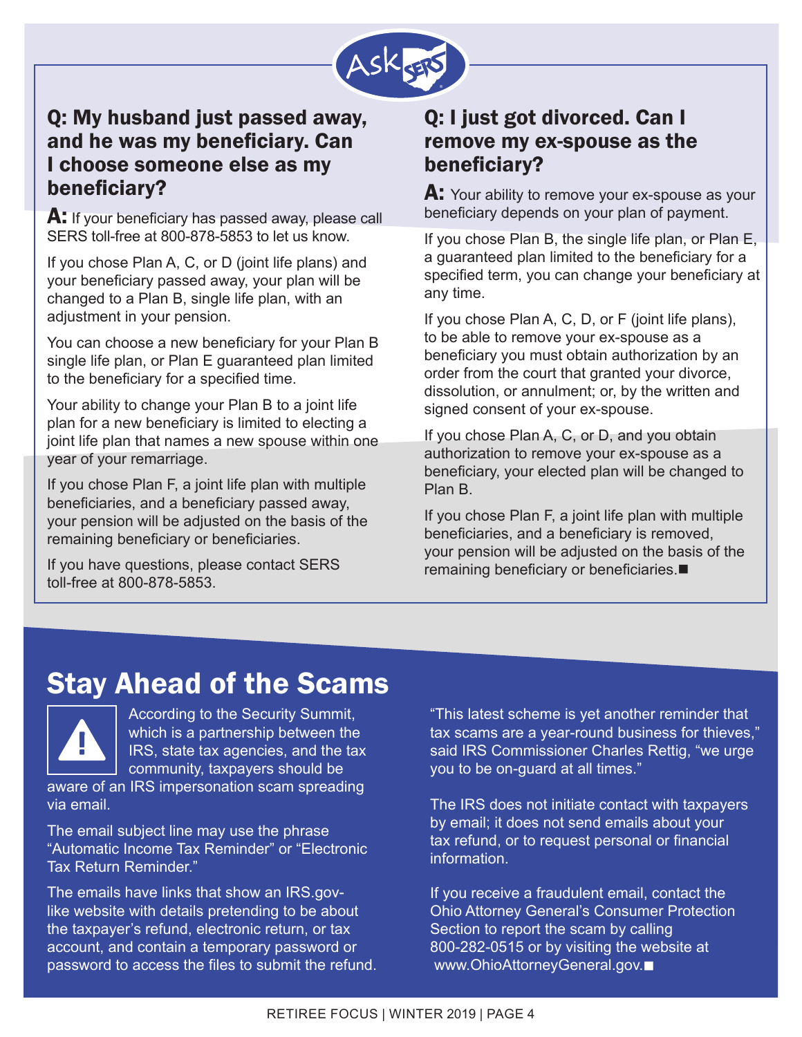# Ask SERS

### Q: My husband just passed away, and he was my beneficiary. Can I choose someone else as my beneficiary?

**A:** If your beneficiary has passed away, please call SERS toll-free at 800-878-5853 to let us know.

If you chose Plan A, C, or D (joint life plans) and your beneficiary passed away, your plan will be changed to a Plan B, single life plan, with an adjustment in your pension.

You can choose a new beneficiary for your Plan B single life plan, or Plan E guaranteed plan limited to the beneficiary for a specified time.

Your ability to change your Plan B to a joint life plan for a new beneficiary is limited to electing a joint life plan that names a new spouse within one year of your remarriage.

If you chose Plan F, a joint life plan with multiple beneficiaries, and a beneficiary passed away, your pension will be adjusted on the basis of the remaining beneficiary or beneficiaries.

If you have questions, please contact SERS toll-free at 800-878-5853.

### Q: I just got divorced. Can I remove my ex-spouse as the beneficiary?

**A:** Your ability to remove your ex-spouse as your beneficiary depends on your plan of payment.

If you chose Plan B, the single life plan, or Plan E, a guaranteed plan limited to the beneficiary for a specified term, you can change your beneficiary at any time.

If you chose Plan A, C, D, or F (joint life plans), to be able to remove your ex-spouse as a beneficiary you must obtain authorization by an order from the court that granted your divorce, dissolution, or annulment; or, by the written and signed consent of your ex-spouse.

If you chose Plan A, C, or D, and you obtain authorization to remove your ex-spouse as a beneficiary, your elected plan will be changed to Plan B.

If you chose Plan F, a joint life plan with multiple beneficiaries, and a beneficiary is removed, your pension will be adjusted on the basis of the remaining beneficiary or beneficiaries.■

## Stay Ahead of the Scams

According to the Security Summit, which is a partnership between the IRS, state tax agencies, and the tax community, taxpayers should be aware of an IRS impersonation scam spreading via email.

The email subject line may use the phrase "Automatic Income Tax Reminder" or "Electronic Tax Return Reminder."

The emails have links that show an IRS.gov-like website with details pretending to be about the taxpayer's refund, electronic return, or tax account, and contain a temporary password or password to access the files to submit the refund.

"This latest scheme is yet another reminder that tax scams are a year-round business for thieves," said IRS Commissioner Charles Rettig, "we urge you to be on-guard at all times."

The IRS does not initiate contact with taxpayers by email; it does not send emails about your tax refund, or to request personal or financial information.

If you receive a fraudulent email, contact the Ohio Attorney General's Consumer Protection Section to report the scam by calling 800-282-0515 or by visiting the website at www.OhioAttorneyGeneral.gov.■